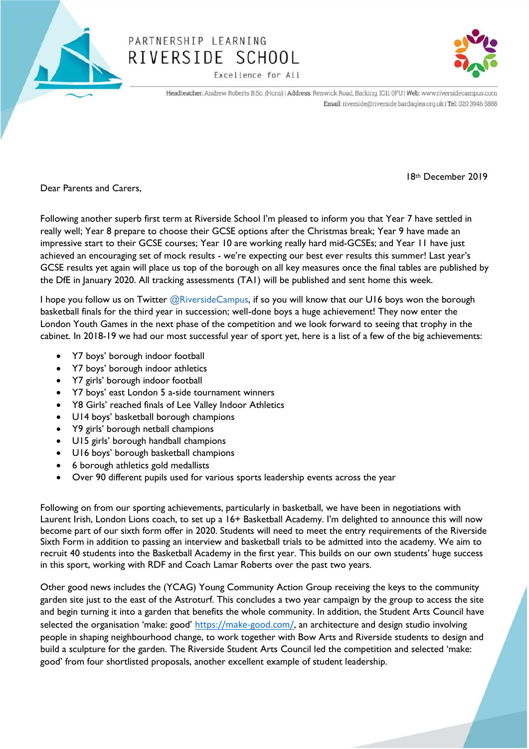PARTNERSHIP LEARNING

# RIVERSIDE SCHOOL

Excellence for All

Headteacher: Andrew Roberts B.Sc. (Hons) | Address: Renwick Road, Barking, IG11 0FU | Web: www.riversidecampus.com
Email: riverside@riverside.bardaglea.org.uk | Tel: 020 3946 5888

18th December 2019

Dear Parents and Carers,

Following another superb first term at Riverside School I'm pleased to inform you that Year 7 have settled in really well; Year 8 prepare to choose their GCSE options after the Christmas break; Year 9 have made an impressive start to their GCSE courses; Year 10 are working really hard mid-GCSEs; and Year 11 have just achieved an encouraging set of mock results - we're expecting our best ever results this summer! Last year's GCSE results yet again will place us top of the borough on all key measures once the final tables are published by the DfE in January 2020. All tracking assessments (TA1) will be published and sent home this week.

I hope you follow us on Twitter @RiversideCampus, if so you will know that our U16 boys won the borough basketball finals for the third year in succession; well-done boys a huge achievement! They now enter the London Youth Games in the next phase of the competition and we look forward to seeing that trophy in the cabinet. In 2018-19 we had our most successful year of sport yet, here is a list of a few of the big achievements:

- Y7 boys' borough indoor football
- Y7 boys' borough indoor athletics
- Y7 girls' borough indoor football
- Y7 boys' east London 5 a-side tournament winners
- Y8 Girls' reached finals of Lee Valley Indoor Athletics
- U14 boys' basketball borough champions
- Y9 girls' borough netball champions
- U15 girls' borough handball champions
- U16 boys' borough basketball champions
- 6 borough athletics gold medallists
- Over 90 different pupils used for various sports leadership events across the year

Following on from our sporting achievements, particularly in basketball, we have been in negotiations with Laurent Irish, London Lions coach, to set up a 16+ Basketball Academy. I'm delighted to announce this will now become part of our sixth form offer in 2020. Students will need to meet the entry requirements of the Riverside Sixth Form in addition to passing an interview and basketball trials to be admitted into the academy. We aim to recruit 40 students into the Basketball Academy in the first year. This builds on our own students' huge success in this sport, working with RDF and Coach Lamar Roberts over the past two years.

Other good news includes the (YCAG) Young Community Action Group receiving the keys to the community garden site just to the east of the Astroturf. This concludes a two year campaign by the group to access the site and begin turning it into a garden that benefits the whole community. In addition, the Student Arts Council have selected the organisation 'make: good' https://make-good.com/, an architecture and design studio involving people in shaping neighbourhood change, to work together with Bow Arts and Riverside students to design and build a sculpture for the garden. The Riverside Student Arts Council led the competition and selected 'make: good' from four shortlisted proposals, another excellent example of student leadership.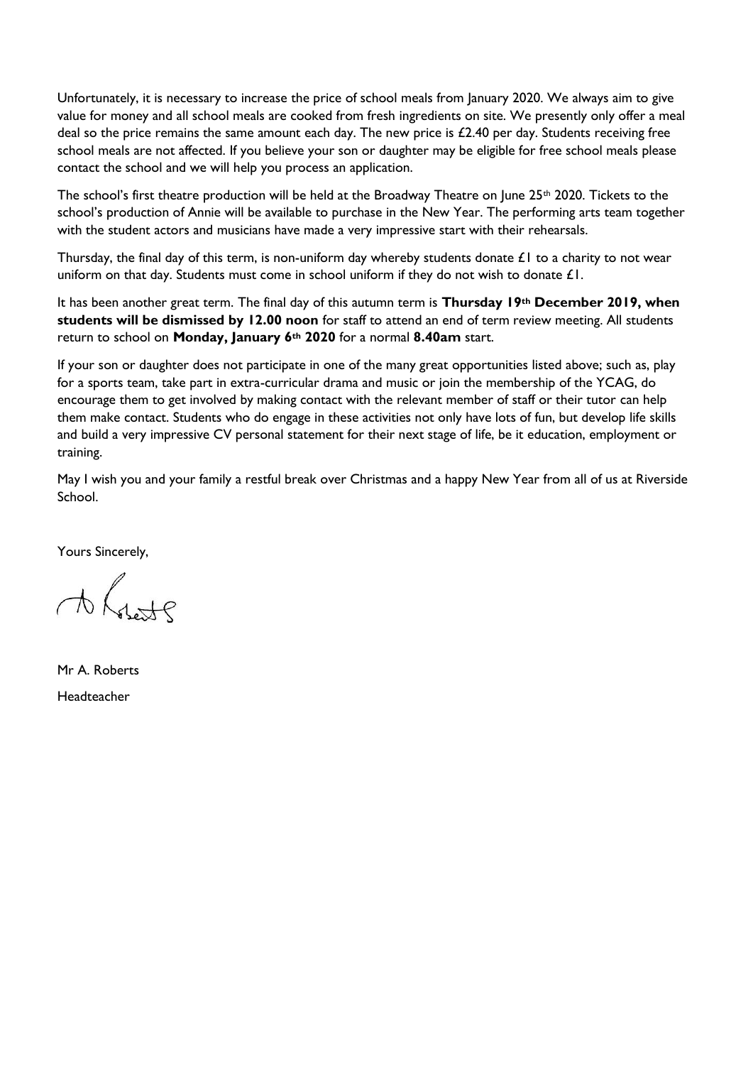Unfortunately, it is necessary to increase the price of school meals from January 2020. We always aim to give value for money and all school meals are cooked from fresh ingredients on site. We presently only offer a meal deal so the price remains the same amount each day. The new price is £2.40 per day. Students receiving free school meals are not affected. If you believe your son or daughter may be eligible for free school meals please contact the school and we will help you process an application.

The school's first theatre production will be held at the Broadway Theatre on June 25th 2020. Tickets to the school's production of Annie will be available to purchase in the New Year. The performing arts team together with the student actors and musicians have made a very impressive start with their rehearsals.

Thursday, the final day of this term, is non-uniform day whereby students donate £1 to a charity to not wear uniform on that day. Students must come in school uniform if they do not wish to donate £1.

It has been another great term. The final day of this autumn term is **Thursday 19th December 2019, when students will be dismissed by 12.00 noon** for staff to attend an end of term review meeting. All students return to school on **Monday, January 6th 2020** for a normal **8.40am** start.

If your son or daughter does not participate in one of the many great opportunities listed above; such as, play for a sports team, take part in extra-curricular drama and music or join the membership of the YCAG, do encourage them to get involved by making contact with the relevant member of staff or their tutor can help them make contact. Students who do engage in these activities not only have lots of fun, but develop life skills and build a very impressive CV personal statement for their next stage of life, be it education, employment or training.

May I wish you and your family a restful break over Christmas and a happy New Year from all of us at Riverside School.

Yours Sincerely,

Mr A. Roberts

Headteacher